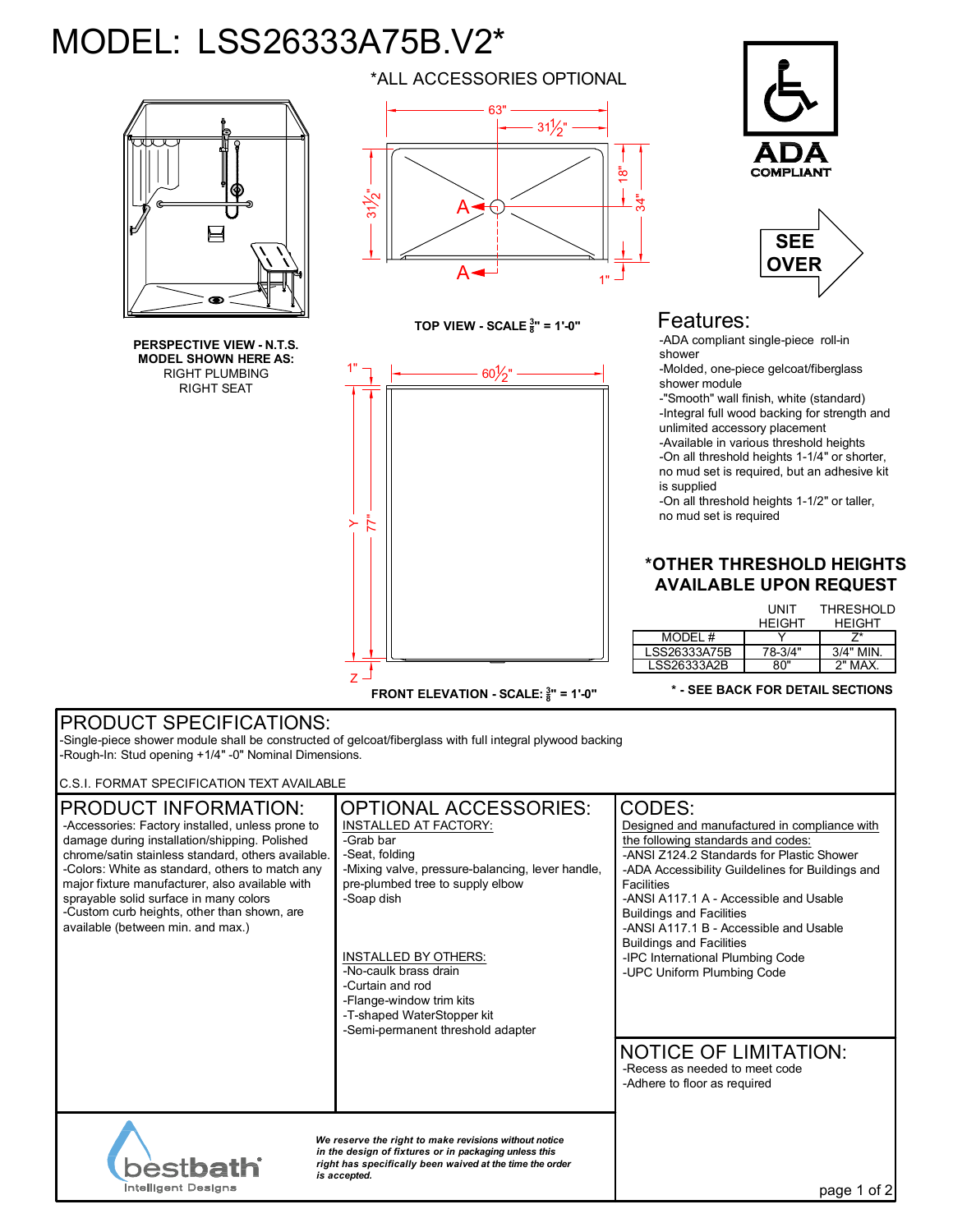# MODEL: LSS26333A75B.V2*

*ALL ACCESSORIES OPTIONAL

**PERSPECTIVE VIEW - N.T.S.**
**MODEL SHOWN HERE AS:**
RIGHT PLUMBING
RIGHT SEAT

**TOP VIEW - SCALE 3/8" = 1'-0"**

**FRONT ELEVATION - SCALE: 3/8" = 1'-0"**

ADA COMPLIANT

SEE OVER

## Features:

- ADA compliant single-piece roll-in shower
- Molded, one-piece gelcoat/fiberglass shower module
- "Smooth" wall finish, white (standard)
- Integral full wood backing for strength and unlimited accessory placement
- Available in various threshold heights
- On all threshold heights 1-1/4" or shorter, no mud set is required, but an adhesive kit is supplied
- On all threshold heights 1-1/2" or taller, no mud set is required

### *OTHER THRESHOLD HEIGHTS AVAILABLE UPON REQUEST

| MODEL # | UNIT HEIGHT Y | THRESHOLD HEIGHT Z* |
|---|---|---|
| LSS26333A75B | 78-3/4" | 3/4" MIN. |
| LSS26333A2B | 80" | 2" MAX. |

**\* - SEE BACK FOR DETAIL SECTIONS**

## PRODUCT SPECIFICATIONS:

- Single-piece shower module shall be constructed of gelcoat/fiberglass with full integral plywood backing
- Rough-In: Stud opening +1/4" -0" Nominal Dimensions.

C.S.I. FORMAT SPECIFICATION TEXT AVAILABLE

## PRODUCT INFORMATION:

- Accessories: Factory installed, unless prone to damage during installation/shipping. Polished chrome/satin stainless standard, others available.
- Colors: White as standard, others to match any major fixture manufacturer, also available with sprayable solid surface in many colors
- Custom curb heights, other than shown, are available (between min. and max.)

## OPTIONAL ACCESSORIES:

INSTALLED AT FACTORY:

- Grab bar
- Seat, folding
- Mixing valve, pressure-balancing, lever handle, pre-plumbed tree to supply elbow
- Soap dish

INSTALLED BY OTHERS:

- No-caulk brass drain
- Curtain and rod
- Flange-window trim kits
- T-shaped WaterStopper kit
- Semi-permanent threshold adapter

## CODES:

Designed and manufactured in compliance with the following standards and codes:

- ANSI Z124.2 Standards for Plastic Shower
- ADA Accessibility Guildelines for Buildings and Facilities
- ANSI A117.1 A - Accessible and Usable Buildings and Facilities
- ANSI A117.1 B - Accessible and Usable Buildings and Facilities
- IPC International Plumbing Code
- UPC Uniform Plumbing Code

## NOTICE OF LIMITATION:

- Recess as needed to meet code
- Adhere to floor as required

bestbath Intelligent Designs

*We reserve the right to make revisions without notice in the design of fixtures or in packaging unless this right has specifically been waived at the time the order is accepted.*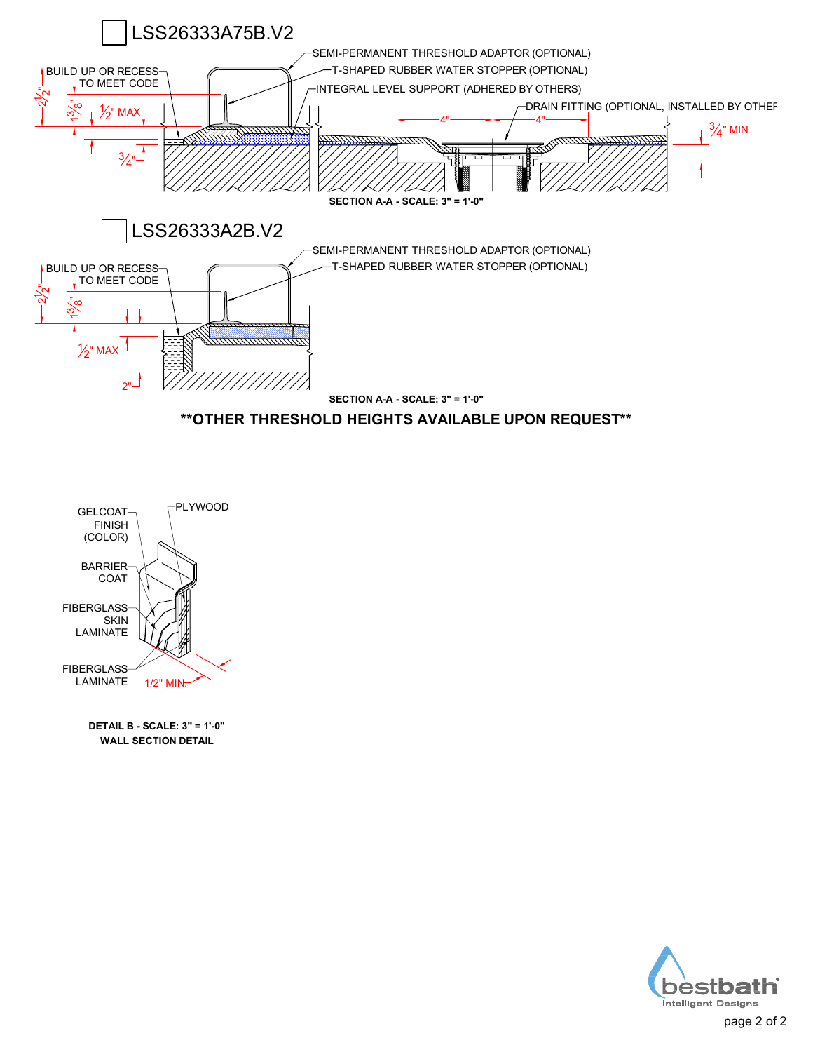☐ LSS26333A75B.V2

SEMI-PERMANENT THRESHOLD ADAPTOR (OPTIONAL)

T-SHAPED RUBBER WATER STOPPER (OPTIONAL)

INTEGRAL LEVEL SUPPORT (ADHERED BY OTHERS)

DRAIN FITTING (OPTIONAL, INSTALLED BY OTHERS)

BUILD UP OR RECESS TO MEET CODE

2½"

1⅜"

½" MAX

¾"

4"

4"

¾" MIN

SECTION A-A - SCALE: 3" = 1'-0"

☐ LSS26333A2B.V2

SEMI-PERMANENT THRESHOLD ADAPTOR (OPTIONAL)

T-SHAPED RUBBER WATER STOPPER (OPTIONAL)

BUILD UP OR RECESS TO MEET CODE

2½"

1⅜"

½" MAX

2"

SECTION A-A - SCALE: 3" = 1'-0"

**\*\*OTHER THRESHOLD HEIGHTS AVAILABLE UPON REQUEST\*\***

GELCOAT FINISH (COLOR)

PLYWOOD

BARRIER COAT

FIBERGLASS SKIN LAMINATE

FIBERGLASS LAMINATE

1/2" MIN.

**DETAIL B - SCALE: 3" = 1'-0"**
**WALL SECTION DETAIL**

bestbath
Intelligent Designs